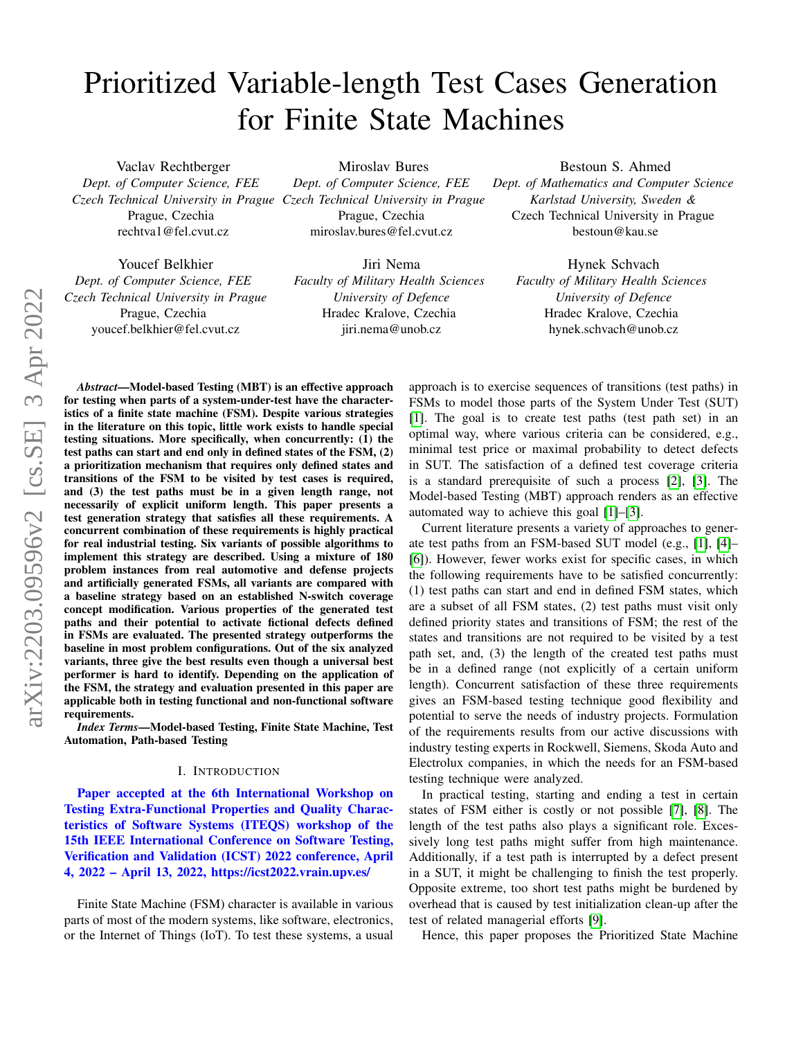# Prioritized Variable-length Test Cases Generation for Finite State Machines

Vaclav Rechtberger
*Dept. of Computer Science, FEE*
*Czech Technical University in Prague*
Prague, Czechia
rechtva1@fel.cvut.cz

Miroslav Bures
*Dept. of Computer Science, FEE*
*Czech Technical University in Prague*
Prague, Czechia
miroslav.bures@fel.cvut.cz

Bestoun S. Ahmed
*Dept. of Mathematics and Computer Science*
*Karlstad University, Sweden &*
Czech Technical University in Prague
bestoun@kau.se

Youcef Belkhier
*Dept. of Computer Science, FEE*
*Czech Technical University in Prague*
Prague, Czechia
youcef.belkhier@fel.cvut.cz

Jiri Nema
*Faculty of Military Health Sciences*
*University of Defence*
Hradec Kralove, Czechia
jiri.nema@unob.cz

Hynek Schvach
*Faculty of Military Health Sciences*
*University of Defence*
Hradec Kralove, Czechia
hynek.schvach@unob.cz

***Abstract*—Model-based Testing (MBT) is an effective approach for testing when parts of a system-under-test have the characteristics of a finite state machine (FSM). Despite various strategies in the literature on this topic, little work exists to handle special testing situations. More specifically, when concurrently: (1) the test paths can start and end only in defined states of the FSM, (2) a prioritization mechanism that requires only defined states and transitions of the FSM to be visited by test cases is required, and (3) the test paths must be in a given length range, not necessarily of explicit uniform length. This paper presents a test generation strategy that satisfies all these requirements. A concurrent combination of these requirements is highly practical for real industrial testing. Six variants of possible algorithms to implement this strategy are described. Using a mixture of 180 problem instances from real automotive and defense projects and artificially generated FSMs, all variants are compared with a baseline strategy based on an established N-switch coverage concept modification. Various properties of the generated test paths and their potential to activate fictional defects defined in FSMs are evaluated. The presented strategy outperforms the baseline in most problem configurations. Out of the six analyzed variants, three give the best results even though a universal best performer is hard to identify. Depending on the application of the FSM, the strategy and evaluation presented in this paper are applicable both in testing functional and non-functional software requirements.**

***Index Terms*—Model-based Testing, Finite State Machine, Test Automation, Path-based Testing**

## I. Introduction

**Paper accepted at the 6th International Workshop on Testing Extra-Functional Properties and Quality Characteristics of Software Systems (ITEQS) workshop of the 15th IEEE International Conference on Software Testing, Verification and Validation (ICST) 2022 conference, April 4, 2022 – April 13, 2022, https://icst2022.vrain.upv.es/**

Finite State Machine (FSM) character is available in various parts of most of the modern systems, like software, electronics, or the Internet of Things (IoT). To test these systems, a usual approach is to exercise sequences of transitions (test paths) in FSMs to model those parts of the System Under Test (SUT) [1]. The goal is to create test paths (test path set) in an optimal way, where various criteria can be considered, e.g., minimal test price or maximal probability to detect defects in SUT. The satisfaction of a defined test coverage criteria is a standard prerequisite of such a process [2], [3]. The Model-based Testing (MBT) approach renders as an effective automated way to achieve this goal [1]–[3].

Current literature presents a variety of approaches to generate test paths from an FSM-based SUT model (e.g., [1], [4]–[6]). However, fewer works exist for specific cases, in which the following requirements have to be satisfied concurrently: (1) test paths can start and end in defined FSM states, which are a subset of all FSM states, (2) test paths must visit only defined priority states and transitions of FSM; the rest of the states and transitions are not required to be visited by a test path set, and, (3) the length of the created test paths must be in a defined range (not explicitly of a certain uniform length). Concurrent satisfaction of these three requirements gives an FSM-based testing technique good flexibility and potential to serve the needs of industry projects. Formulation of the requirements results from our active discussions with industry testing experts in Rockwell, Siemens, Skoda Auto and Electrolux companies, in which the needs for an FSM-based testing technique were analyzed.

In practical testing, starting and ending a test in certain states of FSM either is costly or not possible [7], [8]. The length of the test paths also plays a significant role. Excessively long test paths might suffer from high maintenance. Additionally, if a test path is interrupted by a defect present in a SUT, it might be challenging to finish the test properly. Opposite extreme, too short test paths might be burdened by overhead that is caused by test initialization clean-up after the test of related managerial efforts [9].

Hence, this paper proposes the Prioritized State Machine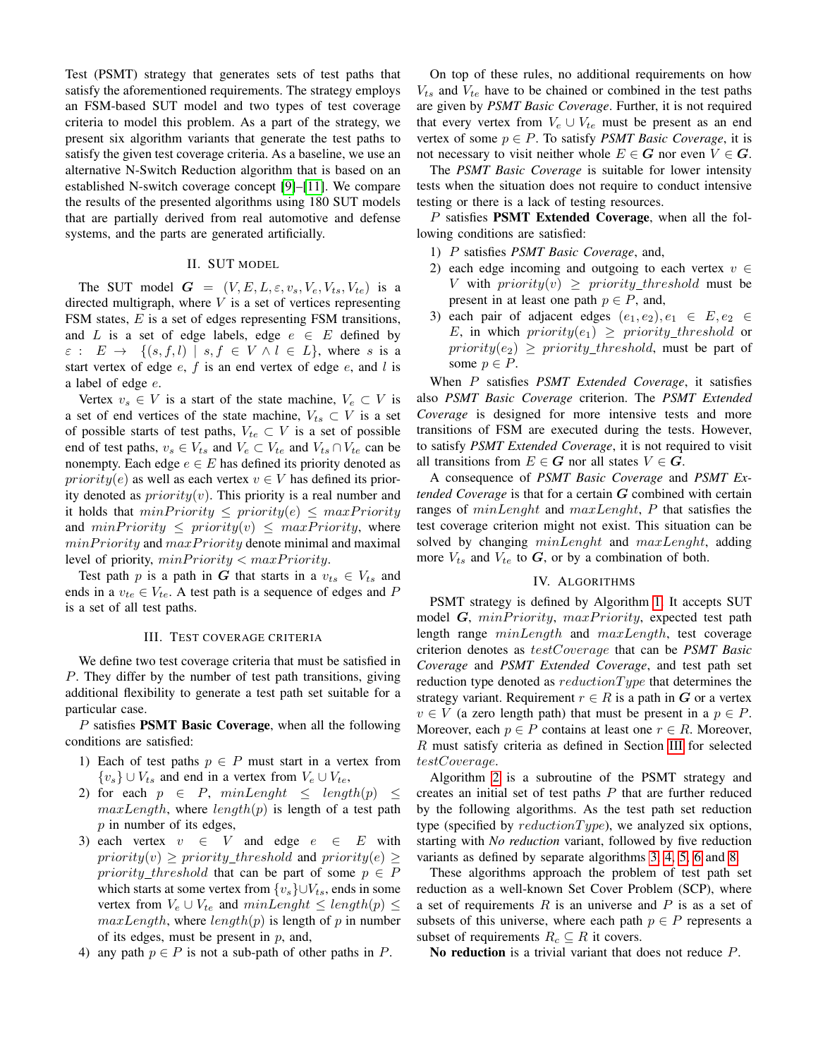Test (PSMT) strategy that generates sets of test paths that satisfy the aforementioned requirements. The strategy employs an FSM-based SUT model and two types of test coverage criteria to model this problem. As a part of the strategy, we present six algorithm variants that generate the test paths to satisfy the given test coverage criteria. As a baseline, we use an alternative N-Switch Reduction algorithm that is based on an established N-switch coverage concept [9]–[11]. We compare the results of the presented algorithms using 180 SUT models that are partially derived from real automotive and defense systems, and the parts are generated artificially.

## II. SUT model

The SUT model $\boldsymbol{G} = (V, E, L, \varepsilon, v_s, V_e, V_{ts}, V_{te})$ is a directed multigraph, where $V$ is a set of vertices representing FSM states, $E$ is a set of edges representing FSM transitions, and $L$ is a set of edge labels, edge $e \in E$ defined by $\varepsilon : E \rightarrow \{(s, f, l) \mid s, f \in V \wedge l \in L\}$, where $s$ is a start vertex of edge $e$, $f$ is an end vertex of edge $e$, and $l$ is a label of edge $e$.

Vertex $v_s \in V$ is a start of the state machine, $V_e \subset V$ is a set of end vertices of the state machine, $V_{ts} \subset V$ is a set of possible starts of test paths, $V_{te} \subset V$ is a set of possible end of test paths, $v_s \in V_{ts}$ and $V_e \subset V_{te}$ and $V_{ts} \cap V_{te}$ can be nonempty. Each edge $e \in E$ has defined its priority denoted as $priority(e)$ as well as each vertex $v \in V$ has defined its priority denoted as $priority(v)$. This priority is a real number and it holds that $minPriority \leq priority(e) \leq maxPriority$ and $minPriority \leq priority(v) \leq maxPriority$, where $minPriority$ and $maxPriority$ denote minimal and maximal level of priority, $minPriority < maxPriority$.

Test path $p$ is a path in $\boldsymbol{G}$ that starts in a $v_{ts} \in V_{ts}$ and ends in a $v_{te} \in V_{te}$. A test path is a sequence of edges and $P$ is a set of all test paths.

## III. Test coverage criteria

We define two test coverage criteria that must be satisfied in $P$. They differ by the number of test path transitions, giving additional flexibility to generate a test path set suitable for a particular case.

$P$ satisfies **PSMT Basic Coverage**, when all the following conditions are satisfied:

1) Each of test paths $p \in P$ must start in a vertex from $\{v_s\} \cup V_{ts}$ and end in a vertex from $V_e \cup V_{te}$,
2) for each $p \in P$, $minLenght \leq length(p) \leq maxLength$, where $length(p)$ is length of a test path $p$ in number of its edges,
3) each vertex $v \in V$ and edge $e \in E$ with $priority(v) \geq priority\_threshold$ and $priority(e) \geq priority\_threshold$ that can be part of some $p \in P$ which starts at some vertex from $\{v_s\} \cup V_{ts}$, ends in some vertex from $V_e \cup V_{te}$ and $minLenght \leq length(p) \leq maxLength$, where $length(p)$ is length of $p$ in number of its edges, must be present in $p$, and,
4) any path $p \in P$ is not a sub-path of other paths in $P$.

On top of these rules, no additional requirements on how $V_{ts}$ and $V_{te}$ have to be chained or combined in the test paths are given by *PSMT Basic Coverage*. Further, it is not required that every vertex from $V_e \cup V_{te}$ must be present as an end vertex of some $p \in P$. To satisfy *PSMT Basic Coverage*, it is not necessary to visit neither whole $E \in \boldsymbol{G}$ nor even $V \in \boldsymbol{G}$.

The *PSMT Basic Coverage* is suitable for lower intensity tests when the situation does not require to conduct intensive testing or there is a lack of testing resources.

$P$ satisfies **PSMT Extended Coverage**, when all the following conditions are satisfied:

1) $P$ satisfies *PSMT Basic Coverage*, and,
2) each edge incoming and outgoing to each vertex $v \in V$ with $priority(v) \geq priority\_threshold$ must be present in at least one path $p \in P$, and,
3) each pair of adjacent edges $(e_1, e_2), e_1 \in E, e_2 \in E$, in which $priority(e_1) \geq priority\_threshold$ or $priority(e_2) \geq priority\_threshold$, must be part of some $p \in P$.

When $P$ satisfies *PSMT Extended Coverage*, it satisfies also *PSMT Basic Coverage* criterion. The *PSMT Extended Coverage* is designed for more intensive tests and more transitions of FSM are executed during the tests. However, to satisfy *PSMT Extended Coverage*, it is not required to visit all transitions from $E \in \boldsymbol{G}$ nor all states $V \in \boldsymbol{G}$.

A consequence of *PSMT Basic Coverage* and *PSMT Extended Coverage* is that for a certain $\boldsymbol{G}$ combined with certain ranges of $minLenght$ and $maxLenght$, $P$ that satisfies the test coverage criterion might not exist. This situation can be solved by changing $minLenght$ and $maxLenght$, adding more $V_{ts}$ and $V_{te}$ to $\boldsymbol{G}$, or by a combination of both.

## IV. Algorithms

PSMT strategy is defined by Algorithm 1. It accepts SUT model $\boldsymbol{G}$, $minPriority$, $maxPriority$, expected test path length range $minLength$ and $maxLength$, test coverage criterion denotes as $testCoverage$ that can be *PSMT Basic Coverage* and *PSMT Extended Coverage*, and test path set reduction type denoted as $reductionType$ that determines the strategy variant. Requirement $r \in R$ is a path in $\boldsymbol{G}$ or a vertex $v \in V$ (a zero length path) that must be present in a $p \in P$. Moreover, each $p \in P$ contains at least one $r \in R$. Moreover, $R$ must satisfy criteria as defined in Section III for selected $testCoverage$.

Algorithm 2 is a subroutine of the PSMT strategy and creates an initial set of test paths $P$ that are further reduced by the following algorithms. As the test path set reduction type (specified by $reductionType$), we analyzed six options, starting with *No reduction* variant, followed by five reduction variants as defined by separate algorithms 3, 4, 5, 6 and 8.

These algorithms approach the problem of test path set reduction as a well-known Set Cover Problem (SCP), where a set of requirements $R$ is an universe and $P$ is as a set of subsets of this universe, where each path $p \in P$ represents a subset of requirements $R_c \subseteq R$ it covers.

**No reduction** is a trivial variant that does not reduce $P$.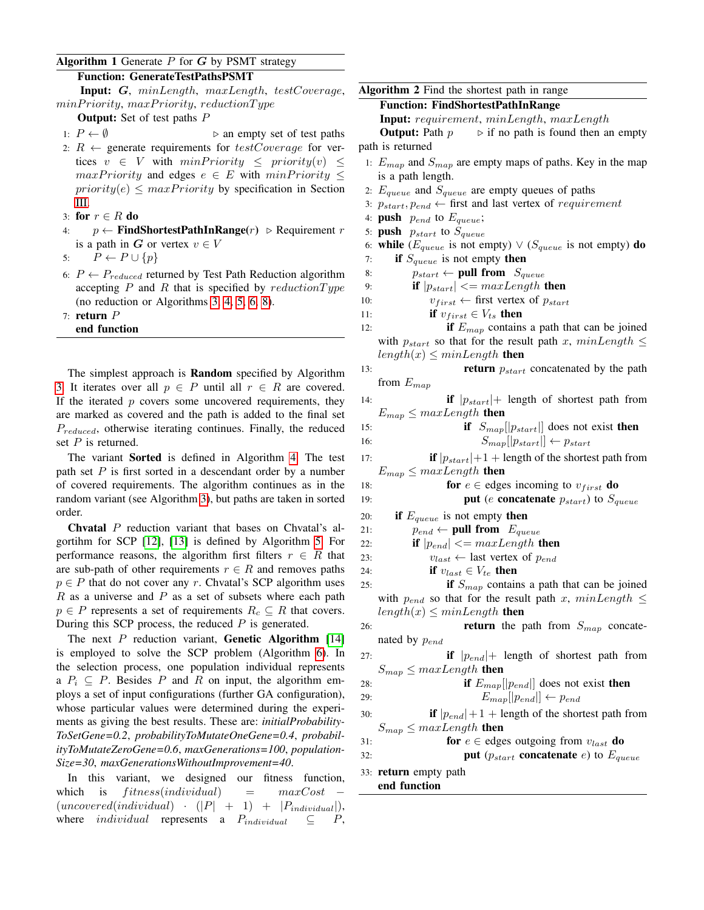**Algorithm 1** Generate $P$ for $\boldsymbol{G}$ by PSMT strategy

```
Function: GenerateTestPathsPSMT
Input: G, minLength, maxLength, testCoverage, minPriority, maxPriority, reductionType
Output: Set of test paths P
1: P ← ∅                                          ▷ an empty set of test paths
2: R ← generate requirements for testCoverage for vertices v ∈ V with minPriority ≤ priority(v) ≤
   maxPriority and edges e ∈ E with minPriority ≤ priority(e) ≤ maxPriority by specification in Section III
3: for r ∈ R do
4:     p ← FindShortestPathInRange(r)   ▷ Requirement r is a path in G or vertex v ∈ V
5:     P ← P ∪ {p}
6: P ← P_reduced returned by Test Path Reduction algorithm accepting P and R that is specified by
   reductionType (no reduction or Algorithms 3, 4, 5, 6, 8).
7: return P
end function
```

The simplest approach is **Random** specified by Algorithm 3. It iterates over all $p \in P$ until all $r \in R$ are covered. If the iterated $p$ covers some uncovered requirements, they are marked as covered and the path is added to the final set $P_{reduced}$, otherwise iterating continues. Finally, the reduced set $P$ is returned.

The variant **Sorted** is defined in Algorithm 4. The test path set $P$ is first sorted in a descendant order by a number of covered requirements. The algorithm continues as in the random variant (see Algorithm 3), but paths are taken in sorted order.

**Chvatal** $P$ reduction variant that bases on Chvatal's algortihm for SCP [12], [13] is defined by Algorithm 5. For performance reasons, the algorithm first filters $r \in R$ that are sub-path of other requirements $r \in R$ and removes paths $p \in P$ that do not cover any $r$. Chvatal's SCP algorithm uses $R$ as a universe and $P$ as a set of subsets where each path $p \in P$ represents a set of requirements $R_c \subseteq R$ that covers. During this SCP process, the reduced $P$ is generated.

The next $P$ reduction variant, **Genetic Algorithm** [14] is employed to solve the SCP problem (Algorithm 6). In the selection process, one population individual represents a $P_i \subseteq P$. Besides $P$ and $R$ on input, the algorithm employs a set of input configurations (further GA configuration), whose particular values were determined during the experiments as giving the best results. These are: *initialProbabilityToSetGene=0.2*, *probabilityToMutateOneGene=0.4*, *probabilityToMutateZeroGene=0.6*, *maxGenerations=100*, *populationSize=30*, *maxGenerationsWithoutImprovement=40*.

In this variant, we designed our fitness function, which is $fitness(individual) = maxCost - (uncovered(individual) \cdot (|P| + 1) + |P_{individual}|)$, where $individual$ represents a $P_{individual} \subseteq P$,

**Algorithm 2** Find the shortest path in range

```
Function: FindShortestPathInRange
Input: requirement, minLength, maxLength
Output: Path p          ▷ if no path is found then an empty path is returned
1: E_map and S_map are empty maps of paths. Key in the map is a path length.
2: E_queue and S_queue are empty queues of paths
3: p_start, p_end ← first and last vertex of requirement
4: push p_end to E_queue;
5: push p_start to S_queue
6: while (E_queue is not empty) ∨ (S_queue is not empty) do
7:     if S_queue is not empty then
8:         p_start ← pull from S_queue
9:         if |p_start| <= maxLength then
10:            v_first ← first vertex of p_start
11:            if v_first ∈ V_ts then
12:                if E_map contains a path that can be joined with p_start so that for the result
                   path x, minLength ≤ length(x) ≤ minLength then
13:                    return p_start concatenated by the path from E_map
14:                if |p_start|+ length of shortest path from E_map ≤ maxLength then
15:                    if S_map[|p_start|] does not exist then
16:                        S_map[|p_start|] ← p_start
17:            if |p_start|+1 + length of the shortest path from E_map ≤ maxLength then
18:                for e ∈ edges incoming to v_first do
19:                    put (e concatenate p_start) to S_queue
20:    if E_queue is not empty then
21:        p_end ← pull from E_queue
22:        if |p_end| <= maxLength then
23:            v_last ← last vertex of p_end
24:            if v_last ∈ V_te then
25:                if S_map contains a path that can be joined with p_end so that for the result
                   path x, minLength ≤ length(x) ≤ minLength then
26:                    return the path from S_map concatenated by p_end
27:                if |p_end|+ length of shortest path from S_map ≤ maxLength then
28:                    if E_map[|p_end|] does not exist then
29:                        E_map[|p_end|] ← p_end
30:            if |p_end|+1 + length of the shortest path from S_map ≤ maxLength then
31:                for e ∈ edges outgoing from v_last do
32:                    put (p_start concatenate e) to E_queue
33: return empty path
end function
```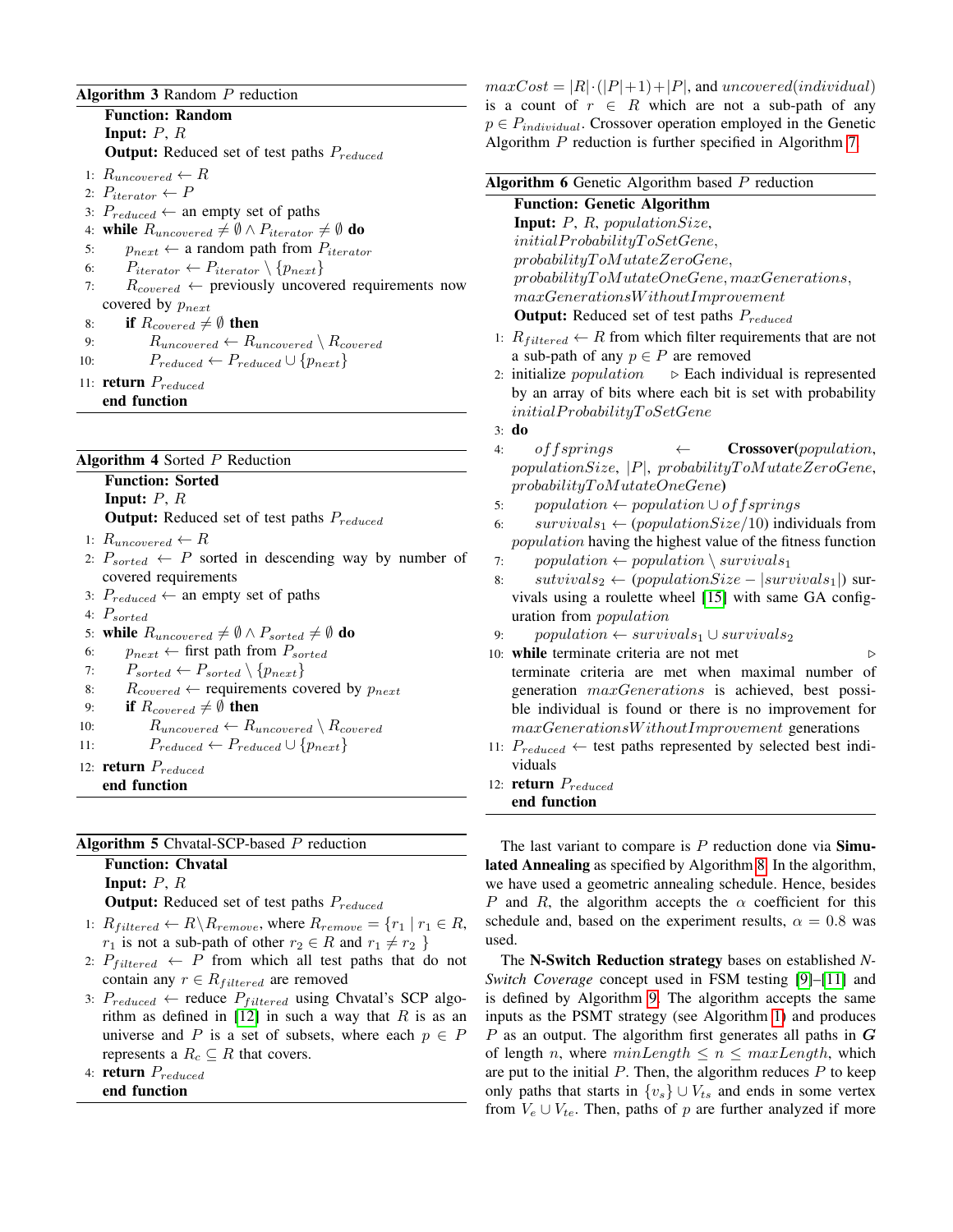**Algorithm 3** Random $P$ reduction

**Function: Random**
**Input:** $P$, $R$
**Output:** Reduced set of test paths $P_{reduced}$

1: $R_{uncovered} \leftarrow R$
2: $P_{iterator} \leftarrow P$
3: $P_{reduced} \leftarrow$ an empty set of paths
4: **while** $R_{uncovered} \neq \emptyset \wedge P_{iterator} \neq \emptyset$ **do**
5: $\quad p_{next} \leftarrow$ a random path from $P_{iterator}$
6: $\quad P_{iterator} \leftarrow P_{iterator} \setminus \{p_{next}\}$
7: $\quad R_{covered} \leftarrow$ previously uncovered requirements now covered by $p_{next}$
8: $\quad$ **if** $R_{covered} \neq \emptyset$ **then**
9: $\quad\quad R_{uncovered} \leftarrow R_{uncovered} \setminus R_{covered}$
10: $\quad\quad P_{reduced} \leftarrow P_{reduced} \cup \{p_{next}\}$
11: **return** $P_{reduced}$
**end function**

**Algorithm 4** Sorted $P$ Reduction

**Function: Sorted**
**Input:** $P$, $R$
**Output:** Reduced set of test paths $P_{reduced}$

1: $R_{uncovered} \leftarrow R$
2: $P_{sorted} \leftarrow P$ sorted in descending way by number of covered requirements
3: $P_{reduced} \leftarrow$ an empty set of paths
4: $P_{sorted}$
5: **while** $R_{uncovered} \neq \emptyset \wedge P_{sorted} \neq \emptyset$ **do**
6: $\quad p_{next} \leftarrow$ first path from $P_{sorted}$
7: $\quad P_{sorted} \leftarrow P_{sorted} \setminus \{p_{next}\}$
8: $\quad R_{covered} \leftarrow$ requirements covered by $p_{next}$
9: $\quad$ **if** $R_{covered} \neq \emptyset$ **then**
10: $\quad\quad R_{uncovered} \leftarrow R_{uncovered} \setminus R_{covered}$
11: $\quad\quad P_{reduced} \leftarrow P_{reduced} \cup \{p_{next}\}$
12: **return** $P_{reduced}$
**end function**

**Algorithm 5** Chvatal-SCP-based $P$ reduction

**Function: Chvatal**
**Input:** $P$, $R$
**Output:** Reduced set of test paths $P_{reduced}$

1: $R_{filtered} \leftarrow R \setminus R_{remove}$, where $R_{remove} = \{r_1 \mid r_1 \in R$, $r_1$ is not a sub-path of other $r_2 \in R$ and $r_1 \neq r_2\}$
2: $P_{filtered} \leftarrow P$ from which all test paths that do not contain any $r \in R_{filtered}$ are removed
3: $P_{reduced} \leftarrow$ reduce $P_{filtered}$ using Chvatal's SCP algorithm as defined in [12] in such a way that $R$ is as an universe and $P$ is a set of subsets, where each $p \in P$ represents a $R_c \subseteq R$ that covers.
4: **return** $P_{reduced}$
**end function**

$maxCost = |R| \cdot (|P|+1) + |P|$, and $uncovered(individual)$ is a count of $r \in R$ which are not a sub-path of any $p \in P_{individual}$. Crossover operation employed in the Genetic Algorithm $P$ reduction is further specified in Algorithm 7.

**Algorithm 6** Genetic Algorithm based $P$ reduction

**Function: Genetic Algorithm**
**Input:** $P$, $R$, $populationSize$, $initialProbabilityToSetGene$, $probabilityToMutateZeroGene$, $probabilityToMutateOneGene$, $maxGenerations$, $maxGenerationsWithoutImprovement$
**Output:** Reduced set of test paths $P_{reduced}$

1: $R_{filtered} \leftarrow R$ from which filter requirements that are not a sub-path of any $p \in P$ are removed
2: initialize $population$ $\quad\triangleright$ Each individual is represented by an array of bits where each bit is set with probability $initialProbabilityToSetGene$
3: **do**
4: $\quad offsprings \leftarrow$ **Crossover(**$population$, $populationSize$, $|P|$, $probabilityToMutateZeroGene$, $probabilityToMutateOneGene$**)**
5: $\quad population \leftarrow population \cup offsprings$
6: $\quad survivals_1 \leftarrow (populationSize/10)$ individuals from $population$ having the highest value of the fitness function
7: $\quad population \leftarrow population \setminus survivals_1$
8: $\quad sutvivals_2 \leftarrow (populationSize - |survivals_1|)$ survivals using a roulette wheel [15] with same GA configuration from $population$
9: $\quad population \leftarrow survivals_1 \cup survivals_2$
10: **while** terminate criteria are not met $\quad\triangleright$ terminate criteria are met when maximal number of generation $maxGenerations$ is achieved, best possible individual is found or there is no improvement for $maxGenerationsWithoutImprovement$ generations
11: $P_{reduced} \leftarrow$ test paths represented by selected best individuals
12: **return** $P_{reduced}$
**end function**

The last variant to compare is $P$ reduction done via **Simulated Annealing** as specified by Algorithm 8. In the algorithm, we have used a geometric annealing schedule. Hence, besides $P$ and $R$, the algorithm accepts the $\alpha$ coefficient for this schedule and, based on the experiment results, $\alpha = 0.8$ was used.

The **N-Switch Reduction strategy** bases on established *N-Switch Coverage* concept used in FSM testing [9]–[11] and is defined by Algorithm 9. The algorithm accepts the same inputs as the PSMT strategy (see Algorithm 1) and produces $P$ as an output. The algorithm first generates all paths in $\boldsymbol{G}$ of length $n$, where $minLength \leq n \leq maxLength$, which are put to the initial $P$. Then, the algorithm reduces $P$ to keep only paths that starts in $\{v_s\} \cup V_{ts}$ and ends in some vertex from $V_e \cup V_{te}$. Then, paths of $p$ are further analyzed if more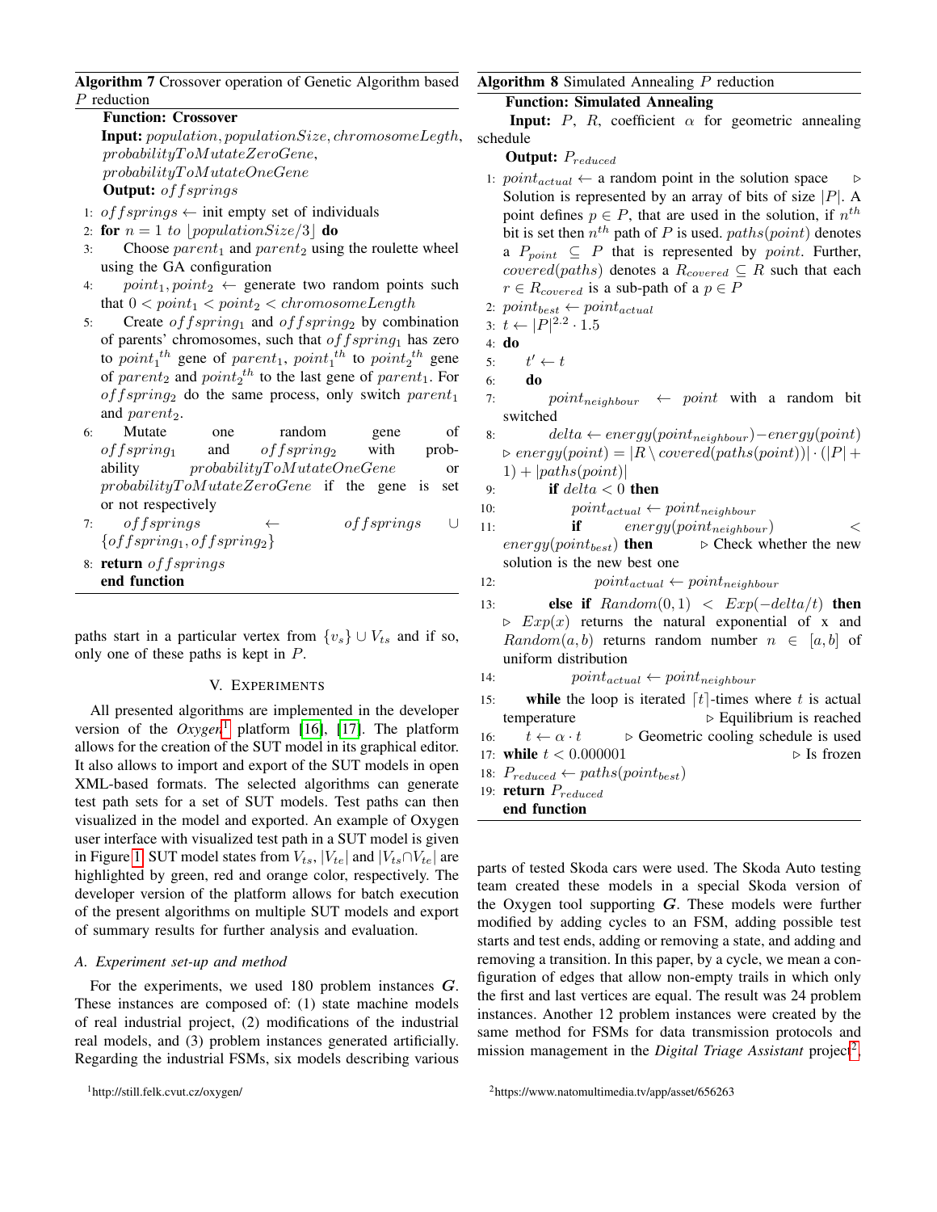**Algorithm 7** Crossover operation of Genetic Algorithm based $P$ reduction

**Function: Crossover**

**Input:** $population, populationSize, chromosomeLegth,$ $probabilityToMutateZeroGene,$ $probabilityToMutateOneGene$

**Output:** $offsprings$

1: $offsprings \leftarrow$ init empty set of individuals
2: **for** $n = 1$ *to* $\lfloor populationSize/3 \rfloor$ **do**
3: Choose $parent_1$ and $parent_2$ using the roulette wheel using the GA configuration
4: $point_1, point_2 \leftarrow$ generate two random points such that $0 < point_1 < point_2 < chromosomeLength$
5: Create $offspring_1$ and $offspring_2$ by combination of parents' chromosomes, such that $offspring_1$ has zero to $point_1{}^{th}$ gene of $parent_1$, $point_1{}^{th}$ to $point_2{}^{th}$ gene of $parent_2$ and $point_2{}^{th}$ to the last gene of $parent_1$. For $offspring_2$ do the same process, only switch $parent_1$ and $parent_2$.
6: Mutate one random gene of $offspring_1$ and $offspring_2$ with probability $probabilityToMutateOneGene$ or $probabilityToMutateZeroGene$ if the gene is set or not respectively
7: $offsprings \leftarrow offsprings \cup \{offspring_1, offspring_2\}$
8: **return** $offsprings$

**end function**

paths start in a particular vertex from $\{v_s\} \cup V_{ts}$ and if so, only one of these paths is kept in $P$.

**Algorithm 8** Simulated Annealing $P$ reduction

**Function: Simulated Annealing**

**Input:** $P$, $R$, coefficient $\alpha$ for geometric annealing schedule

**Output:** $P_{reduced}$

1: $point_{actual} \leftarrow$ a random point in the solution space ▷ Solution is represented by an array of bits of size $|P|$. A point defines $p \in P$, that are used in the solution, if $n^{th}$ bit is set then $n^{th}$ path of $P$ is used. $paths(point)$ denotes a $P_{point} \subseteq P$ that is represented by $point$. Further, $covered(paths)$ denotes a $R_{covered} \subseteq R$ such that each $r \in R_{covered}$ is a sub-path of a $p \in P$
2: $point_{best} \leftarrow point_{actual}$
3: $t \leftarrow |P|^{2.2} \cdot 1.5$
4: **do**
5: $t' \leftarrow t$
6: **do**
7: $point_{neighbour} \leftarrow point$ with a random bit switched
8: $delta \leftarrow energy(point_{neighbour}) - energy(point)$ ▷ $energy(point) = |R \setminus covered(paths(point))| \cdot (|P| + 1) + |paths(point)|$
9: **if** $delta < 0$ **then**
10: $point_{actual} \leftarrow point_{neighbour}$
11: **if** $energy(point_{neighbour}) < energy(point_{best})$ **then** ▷ Check whether the new solution is the new best one
12: $point_{actual} \leftarrow point_{neighbour}$
13: **else if** $Random(0, 1) < Exp(-delta/t)$ **then** ▷ $Exp(x)$ returns the natural exponential of x and $Random(a, b)$ returns random number $n \in [a, b]$ of uniform distribution
14: $point_{actual} \leftarrow point_{neighbour}$
15: **while** the loop is iterated $\lceil t \rceil$-times where $t$ is actual temperature ▷ Equilibrium is reached
16: $t \leftarrow \alpha \cdot t$ ▷ Geometric cooling schedule is used
17: **while** $t < 0.000001$ ▷ Is frozen
18: $P_{reduced} \leftarrow paths(point_{best})$
19: **return** $P_{reduced}$

**end function**

## V. Experiments

All presented algorithms are implemented in the developer version of the *Oxygen*[1] platform [16], [17]. The platform allows for the creation of the SUT model in its graphical editor. It also allows to import and export of the SUT models in open XML-based formats. The selected algorithms can generate test path sets for a set of SUT models. Test paths can then visualized in the model and exported. An example of Oxygen user interface with visualized test path in a SUT model is given in Figure 1. SUT model states from $V_{ts}$, $|V_{te}|$ and $|V_{ts} \cap V_{te}|$ are highlighted by green, red and orange color, respectively. The developer version of the platform allows for batch execution of the present algorithms on multiple SUT models and export of summary results for further analysis and evaluation.

### A. Experiment set-up and method

For the experiments, we used 180 problem instances $\boldsymbol{G}$. These instances are composed of: (1) state machine models of real industrial project, (2) modifications of the industrial real models, and (3) problem instances generated artificially. Regarding the industrial FSMs, six models describing various parts of tested Skoda cars were used. The Skoda Auto testing team created these models in a special Skoda version of the Oxygen tool supporting $\boldsymbol{G}$. These models were further modified by adding cycles to an FSM, adding possible test starts and test ends, adding or removing a state, and adding and removing a transition. In this paper, by a cycle, we mean a configuration of edges that allow non-empty trails in which only the first and last vertices are equal. The result was 24 problem instances. Another 12 problem instances were created by the same method for FSMs for data transmission protocols and mission management in the *Digital Triage Assistant* project[2],

[1]http://still.felk.cvut.cz/oxygen/

[2]https://www.natomultimedia.tv/app/asset/656263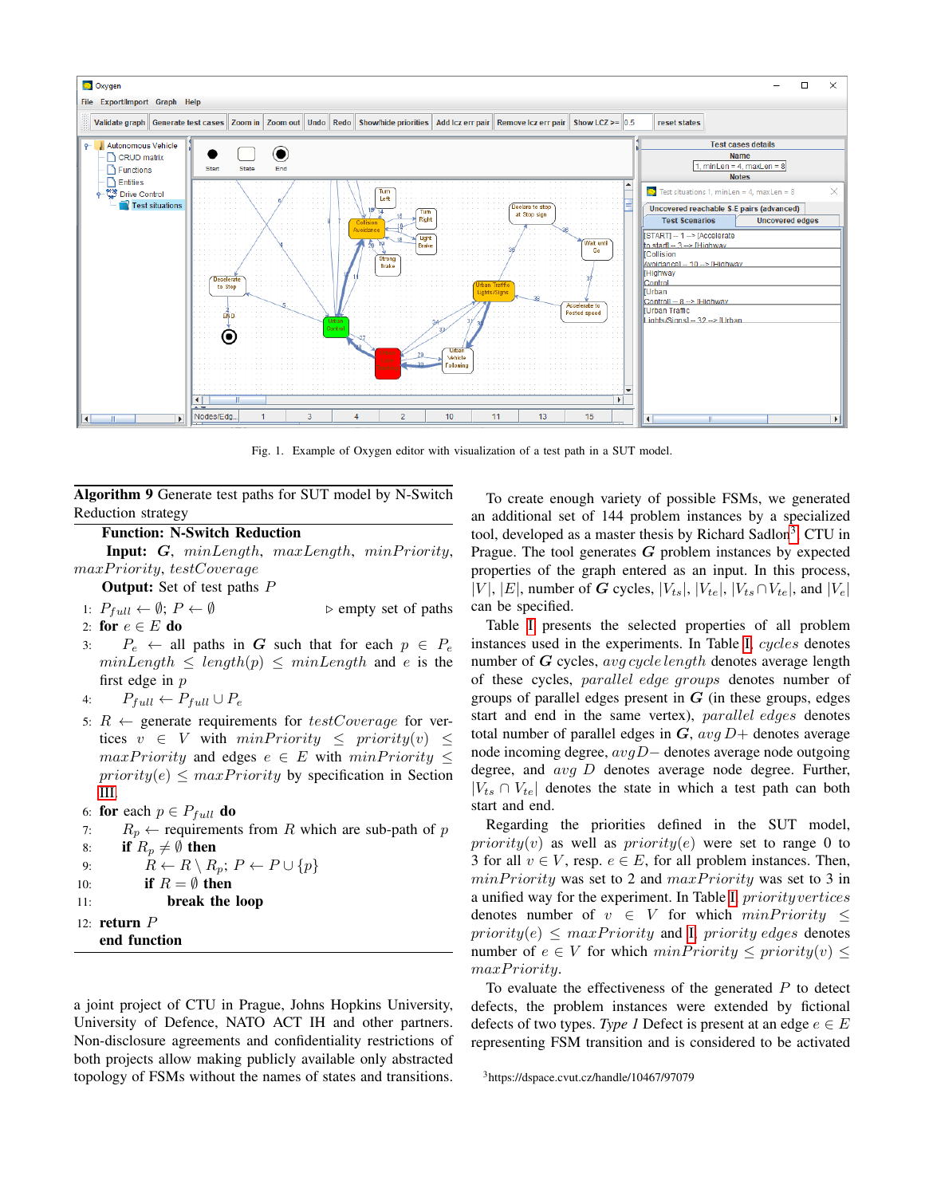Fig. 1. Example of Oxygen editor with visualization of a test path in a SUT model.

**Algorithm 9** Generate test paths for SUT model by N-Switch Reduction strategy

**Function: N-Switch Reduction**

**Input:** $\boldsymbol{G}$, $minLength$, $maxLength$, $minPriority$, $maxPriority$, $testCoverage$

**Output:** Set of test paths $P$

1: $P_{full} \leftarrow \emptyset$; $P \leftarrow \emptyset$ ▷ empty set of paths
2: **for** $e \in E$ **do**
3: $P_e$ ← all paths in $\boldsymbol{G}$ such that for each $p \in P_e$ $minLength \leq length(p) \leq minLength$ and $e$ is the first edge in $p$
4: $P_{full} \leftarrow P_{full} \cup P_e$
5: $R$ ← generate requirements for $testCoverage$ for vertices $v \in V$ with $minPriority \leq priority(v) \leq maxPriority$ and edges $e \in E$ with $minPriority \leq priority(e) \leq maxPriority$ by specification in Section III
6: **for** each $p \in P_{full}$ **do**
7: $R_p$ ← requirements from $R$ which are sub-path of $p$
8: **if** $R_p \neq \emptyset$ **then**
9: $R \leftarrow R \setminus R_p$; $P \leftarrow P \cup \{p\}$
10: **if** $R = \emptyset$ **then**
11: **break the loop**
12: **return** $P$
**end function**

a joint project of CTU in Prague, Johns Hopkins University, University of Defence, NATO ACT IH and other partners. Non-disclosure agreements and confidentiality restrictions of both projects allow making publicly available only abstracted topology of FSMs without the names of states and transitions.

To create enough variety of possible FSMs, we generated an additional set of 144 problem instances by a specialized tool, developed as a master thesis by Richard Sadlon[3] CTU in Prague. The tool generates $\boldsymbol{G}$ problem instances by expected properties of the graph entered as an input. In this process, $|V|$, $|E|$, number of $\boldsymbol{G}$ cycles, $|V_{ts}|$, $|V_{te}|$, $|V_{ts} \cap V_{te}|$, and $|V_e|$ can be specified.

Table I presents the selected properties of all problem instances used in the experiments. In Table I, *cycles* denotes number of $\boldsymbol{G}$ cycles, *avg cycle length* denotes average length of these cycles, *parallel edge groups* denotes number of groups of parallel edges present in $\boldsymbol{G}$ (in these groups, edges start and end in the same vertex), *parallel edges* denotes total number of parallel edges in $\boldsymbol{G}$, *avg D+* denotes average node incoming degree, *avgD−* denotes average node outgoing degree, and *avg D* denotes average node degree. Further, $|V_{ts} \cap V_{te}|$ denotes the state in which a test path can both start and end.

Regarding the priorities defined in the SUT model, $priority(v)$ as well as $priority(e)$ were set to range 0 to 3 for all $v \in V$, resp. $e \in E$, for all problem instances. Then, $minPriority$ was set to 2 and $maxPriority$ was set to 3 in a unified way for the experiment. In Table I, *priority vertices* denotes number of $v \in V$ for which $minPriority \leq priority(e) \leq maxPriority$ and I, *priority edges* denotes number of $e \in V$ for which $minPriority \leq priority(v) \leq maxPriority$.

To evaluate the effectiveness of the generated $P$ to detect defects, the problem instances were extended by fictional defects of two types. *Type 1* Defect is present at an edge $e \in E$ representing FSM transition and is considered to be activated

[3]https://dspace.cvut.cz/handle/10467/97079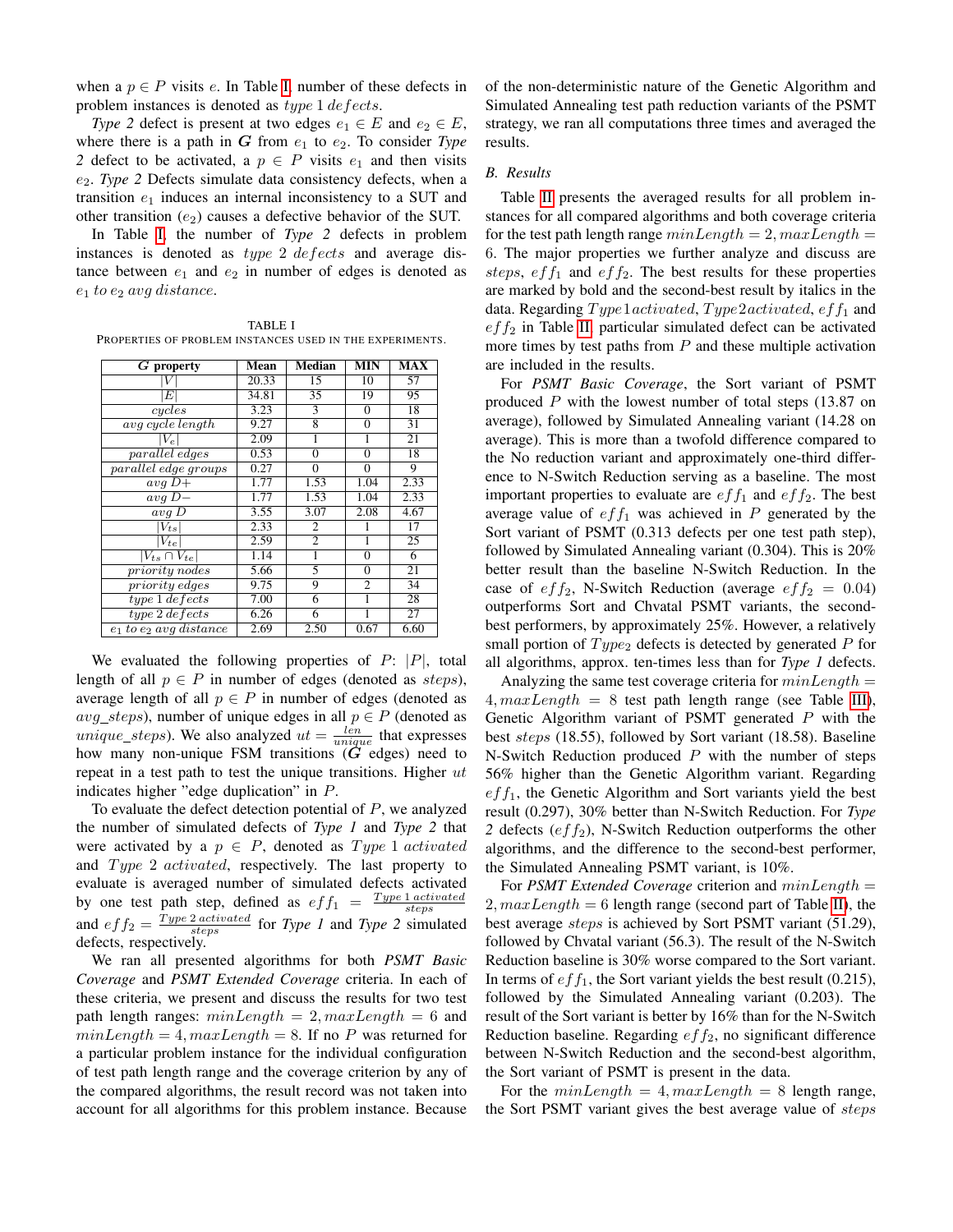when a $p \in P$ visits $e$. In Table I, number of these defects in problem instances is denoted as $type\ 1\ defects$.

*Type 2* defect is present at two edges $e_1 \in E$ and $e_2 \in E$, where there is a path in $\boldsymbol{G}$ from $e_1$ to $e_2$. To consider *Type 2* defect to be activated, a $p \in P$ visits $e_1$ and then visits $e_2$. *Type 2* Defects simulate data consistency defects, when a transition $e_1$ induces an internal inconsistency to a SUT and other transition ($e_2$) causes a defective behavior of the SUT.

In Table I, the number of *Type 2* defects in problem instances is denoted as $type\ 2\ defects$ and average distance between $e_1$ and $e_2$ in number of edges is denoted as $e_1\ to\ e_2\ avg\ distance$.

TABLE I
PROPERTIES OF PROBLEM INSTANCES USED IN THE EXPERIMENTS.

| $\boldsymbol{G}$ property | Mean | Median | MIN | MAX |
|---|---|---|---|---|
| $\|V\|$ | 20.33 | 15 | 10 | 57 |
| $\|E\|$ | 34.81 | 35 | 19 | 95 |
| $cycles$ | 3.23 | 3 | 0 | 18 |
| $avg\ cycle\ length$ | 9.27 | 8 | 0 | 31 |
| $\|V_e\|$ | 2.09 | 1 | 1 | 21 |
| $parallel\ edges$ | 0.53 | 0 | 0 | 18 |
| $parallel\ edge\ groups$ | 0.27 | 0 | 0 | 9 |
| $avg\ D+$ | 1.77 | 1.53 | 1.04 | 2.33 |
| $avg\ D-$ | 1.77 | 1.53 | 1.04 | 2.33 |
| $avg\ D$ | 3.55 | 3.07 | 2.08 | 4.67 |
| $\|V_{ts}\|$ | 2.33 | 2 | 1 | 17 |
| $\|V_{te}\|$ | 2.59 | 2 | 1 | 25 |
| $\|V_{ts} \cap V_{te}\|$ | 1.14 | 1 | 0 | 6 |
| $priority\ nodes$ | 5.66 | 5 | 0 | 21 |
| $priority\ edges$ | 9.75 | 9 | 2 | 34 |
| $type\ 1\ defects$ | 7.00 | 6 | 1 | 28 |
| $type\ 2\ defects$ | 6.26 | 6 | 1 | 27 |
| $e_1\ to\ e_2\ avg\ distance$ | 2.69 | 2.50 | 0.67 | 6.60 |

We evaluated the following properties of $P$: $|P|$, total length of all $p \in P$ in number of edges (denoted as $steps$), average length of all $p \in P$ in number of edges (denoted as $avg\_steps$), number of unique edges in all $p \in P$ (denoted as $unique\_steps$). We also analyzed $ut = \frac{len}{unique}$ that expresses how many non-unique FSM transitions ($\boldsymbol{G}$ edges) need to repeat in a test path to test the unique transitions. Higher $ut$ indicates higher "edge duplication" in $P$.

To evaluate the defect detection potential of $P$, we analyzed the number of simulated defects of *Type 1* and *Type 2* that were activated by a $p \in P$, denoted as $Type\ 1\ activated$ and $Type\ 2\ activated$, respectively. The last property to evaluate is averaged number of simulated defects activated by one test path step, defined as $eff_1 = \frac{Type\ 1\ activated}{steps}$ and $eff_2 = \frac{Type\ 2\ activated}{steps}$ for *Type 1* and *Type 2* simulated defects, respectively.

We ran all presented algorithms for both ***PSMT Basic Coverage*** and ***PSMT Extended Coverage*** criteria. In each of these criteria, we present and discuss the results for two test path length ranges: $minLength = 2, maxLength = 6$ and $minLength = 4, maxLength = 8$. If no $P$ was returned for a particular problem instance for the individual configuration of test path length range and the coverage criterion by any of the compared algorithms, the result record was not taken into account for all algorithms for this problem instance. Because of the non-deterministic nature of the Genetic Algorithm and Simulated Annealing test path reduction variants of the PSMT strategy, we ran all computations three times and averaged the results.

### B. Results

Table II presents the averaged results for all problem instances for all compared algorithms and both coverage criteria for the test path length range $minLength = 2, maxLength = 6$. The major properties we further analyze and discuss are $steps$, $eff_1$ and $eff_2$. The best results for these properties are marked by bold and the second-best result by italics in the data. Regarding $Type1activated$, $Type2activated$, $eff_1$ and $eff_2$ in Table II, particular simulated defect can be activated more times by test paths from $P$ and these multiple activation are included in the results.

For ***PSMT Basic Coverage***, the Sort variant of PSMT produced $P$ with the lowest number of total steps (13.87 on average), followed by Simulated Annealing variant (14.28 on average). This is more than a twofold difference compared to the No reduction variant and approximately one-third difference to N-Switch Reduction serving as a baseline. The most important properties to evaluate are $eff_1$ and $eff_2$. The best average value of $eff_1$ was achieved in $P$ generated by the Sort variant of PSMT (0.313 defects per one test path step), followed by Simulated Annealing variant (0.304). This is 20% better result than the baseline N-Switch Reduction. In the case of $eff_2$, N-Switch Reduction (average $eff_2 = 0.04$) outperforms Sort and Chvatal PSMT variants, the second-best performers, by approximately 25%. However, a relatively small portion of $Type_2$ defects is detected by generated $P$ for all algorithms, approx. ten-times less than for *Type 1* defects.

Analyzing the same test coverage criteria for $minLength = 4, maxLength = 8$ test path length range (see Table III), Genetic Algorithm variant of PSMT generated $P$ with the best $steps$ (18.55), followed by Sort variant (18.58). Baseline N-Switch Reduction produced $P$ with the number of steps 56% higher than the Genetic Algorithm variant. Regarding $eff_1$, the Genetic Algorithm and Sort variants yield the best result (0.297), 30% better than N-Switch Reduction. For *Type 2* defects ($eff_2$), N-Switch Reduction outperforms the other algorithms, and the difference to the second-best performer, the Simulated Annealing PSMT variant, is 10%.

For ***PSMT Extended Coverage*** criterion and $minLength = 2, maxLength = 6$ length range (second part of Table II), the best average $steps$ is achieved by Sort PSMT variant (51.29), followed by Chvatal variant (56.3). The result of the N-Switch Reduction baseline is 30% worse compared to the Sort variant. In terms of $eff_1$, the Sort variant yields the best result (0.215), followed by the Simulated Annealing variant (0.203). The result of the Sort variant is better by 16% than for the N-Switch Reduction baseline. Regarding $eff_2$, no significant difference between N-Switch Reduction and the second-best algorithm, the Sort variant of PSMT is present in the data.

For the $minLength = 4, maxLength = 8$ length range, the Sort PSMT variant gives the best average value of $steps$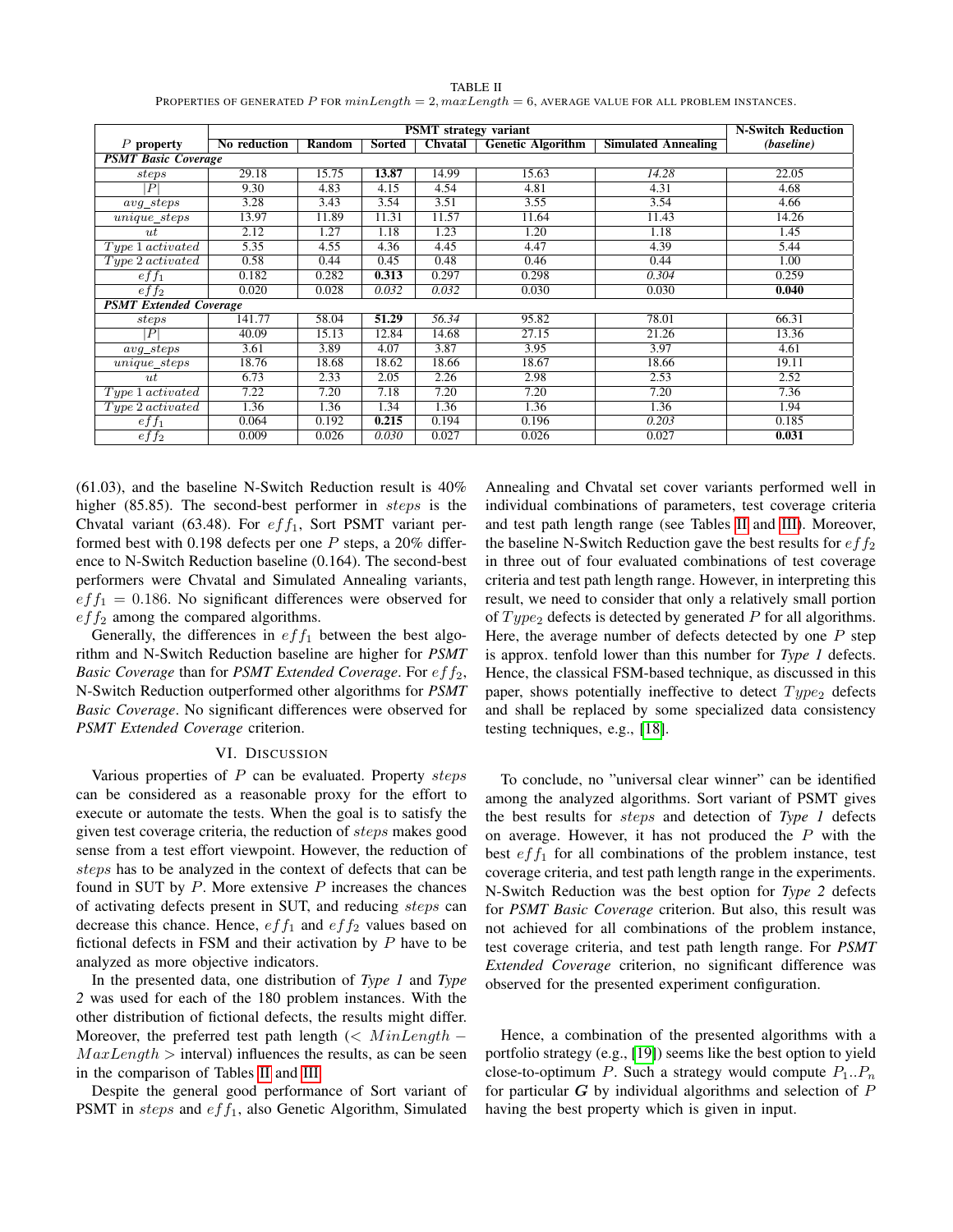TABLE II
PROPERTIES OF GENERATED $P$ FOR $minLength = 2, maxLength = 6$, AVERAGE VALUE FOR ALL PROBLEM INSTANCES.

| $P$ property | PSMT strategy variant | | | | | | N-Switch Reduction |
|---|---|---|---|---|---|---|---|
| | **No reduction** | **Random** | **Sorted** | **Chvatal** | **Genetic Algorithm** | **Simulated Annealing** | ***(baseline)*** |
| ***PSMT Basic Coverage*** | | | | | | | |
| $steps$ | 29.18 | 15.75 | **13.87** | 14.99 | 15.63 | *14.28* | 22.05 |
| $\|P\|$ | 9.30 | 4.83 | 4.15 | 4.54 | 4.81 | 4.31 | 4.68 |
| $avg\_steps$ | 3.28 | 3.43 | 3.54 | 3.51 | 3.55 | 3.54 | 4.66 |
| $unique\_steps$ | 13.97 | 11.89 | 11.31 | 11.57 | 11.64 | 11.43 | 14.26 |
| $ut$ | 2.12 | 1.27 | 1.18 | 1.23 | 1.20 | 1.18 | 1.45 |
| $Type\ 1\ activated$ | 5.35 | 4.55 | 4.36 | 4.45 | 4.47 | 4.39 | 5.44 |
| $Type\ 2\ activated$ | 0.58 | 0.44 | 0.45 | 0.48 | 0.46 | 0.44 | 1.00 |
| $eff_1$ | 0.182 | 0.282 | **0.313** | 0.297 | 0.298 | *0.304* | 0.259 |
| $eff_2$ | 0.020 | 0.028 | *0.032* | *0.032* | 0.030 | 0.030 | **0.040** |
| ***PSMT Extended Coverage*** | | | | | | | |
| $steps$ | 141.77 | 58.04 | **51.29** | *56.34* | 95.82 | 78.01 | 66.31 |
| $\|P\|$ | 40.09 | 15.13 | 12.84 | 14.68 | 27.15 | 21.26 | 13.36 |
| $avg\_steps$ | 3.61 | 3.89 | 4.07 | 3.87 | 3.95 | 3.97 | 4.61 |
| $unique\_steps$ | 18.76 | 18.68 | 18.62 | 18.66 | 18.67 | 18.66 | 19.11 |
| $ut$ | 6.73 | 2.33 | 2.05 | 2.26 | 2.98 | 2.53 | 2.52 |
| $Type\ 1\ activated$ | 7.22 | 7.20 | 7.18 | 7.20 | 7.20 | 7.20 | 7.36 |
| $Type\ 2\ activated$ | 1.36 | 1.36 | 1.34 | 1.36 | 1.36 | 1.36 | 1.94 |
| $eff_1$ | 0.064 | 0.192 | **0.215** | 0.194 | 0.196 | *0.203* | 0.185 |
| $eff_2$ | 0.009 | 0.026 | *0.030* | 0.027 | 0.026 | 0.027 | **0.031** |

(61.03), and the baseline N-Switch Reduction result is 40% higher (85.85). The second-best performer in $steps$ is the Chvatal variant (63.48). For $eff_1$, Sort PSMT variant performed best with 0.198 defects per one $P$ steps, a 20% difference to N-Switch Reduction baseline (0.164). The second-best performers were Chvatal and Simulated Annealing variants, $eff_1 = 0.186$. No significant differences were observed for $eff_2$ among the compared algorithms.

Generally, the differences in $eff_1$ between the best algorithm and N-Switch Reduction baseline are higher for ***PSMT Basic Coverage*** than for *PSMT Extended Coverage*. For $eff_2$, N-Switch Reduction outperformed other algorithms for ***PSMT Basic Coverage***. No significant differences were observed for *PSMT Extended Coverage* criterion.

## VI. Discussion

Various properties of $P$ can be evaluated. Property $steps$ can be considered as a reasonable proxy for the effort to execute or automate the tests. When the goal is to satisfy the given test coverage criteria, the reduction of $steps$ makes good sense from a test effort viewpoint. However, the reduction of $steps$ has to be analyzed in the context of defects that can be found in SUT by $P$. More extensive $P$ increases the chances of activating defects present in SUT, and reducing $steps$ can decrease this chance. Hence, $eff_1$ and $eff_2$ values based on fictional defects in FSM and their activation by $P$ have to be analyzed as more objective indicators.

In the presented data, one distribution of *Type 1* and *Type 2* was used for each of the 180 problem instances. With the other distribution of fictional defects, the results might differ. Moreover, the preferred test path length ($< MinLength - MaxLength >$ interval) influences the results, as can be seen in the comparison of Tables II and III.

Despite the general good performance of Sort variant of PSMT in $steps$ and $eff_1$, also Genetic Algorithm, Simulated Annealing and Chvatal set cover variants performed well in individual combinations of parameters, test coverage criteria and test path length range (see Tables II and III). Moreover, the baseline N-Switch Reduction gave the best results for $eff_2$ in three out of four evaluated combinations of test coverage criteria and test path length range. However, in interpreting this result, we need to consider that only a relatively small portion of $Type_2$ defects is detected by generated $P$ for all algorithms. Here, the average number of defects detected by one $P$ step is approx. tenfold lower than this number for *Type 1* defects. Hence, the classical FSM-based technique, as discussed in this paper, shows potentially ineffective to detect $Type_2$ defects and shall be replaced by some specialized data consistency testing techniques, e.g., [18].

To conclude, no "universal clear winner" can be identified among the analyzed algorithms. Sort variant of PSMT gives the best results for $steps$ and detection of *Type 1* defects on average. However, it has not produced the $P$ with the best $eff_1$ for all combinations of the problem instance, test coverage criteria, and test path length range in the experiments. N-Switch Reduction was the best option for *Type 2* defects for ***PSMT Basic Coverage*** criterion. But also, this result was not achieved for all combinations of the problem instance, test coverage criteria, and test path length range. For ***PSMT Extended Coverage*** criterion, no significant difference was observed for the presented experiment configuration.

Hence, a combination of the presented algorithms with a portfolio strategy (e.g., [19]) seems like the best option to yield close-to-optimum $P$. Such a strategy would compute $P_1..P_n$ for particular $\boldsymbol{G}$ by individual algorithms and selection of $P$ having the best property which is given in input.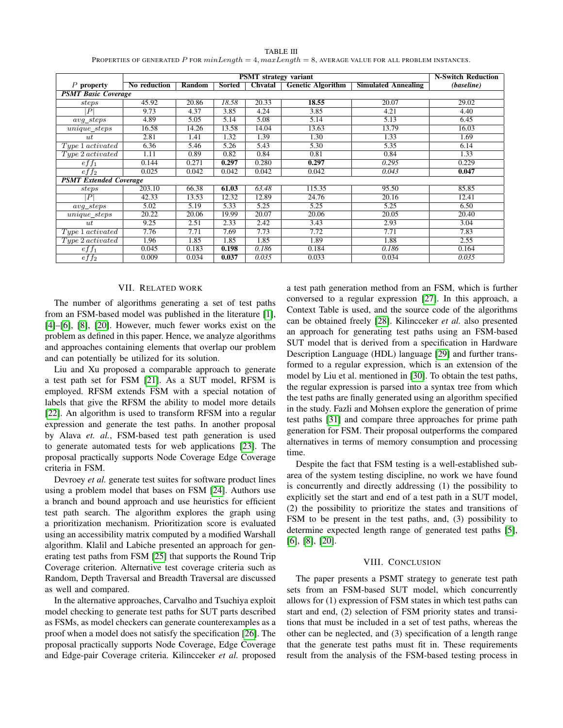TABLE III

PROPERTIES OF GENERATED $P$ FOR $minLength = 4, maxLength = 8$, AVERAGE VALUE FOR ALL PROBLEM INSTANCES.

| $P$ property | PSMT strategy variant | | | | | | N-Switch Reduction |
|---|---|---|---|---|---|---|---|
| | **No reduction** | **Random** | **Sorted** | **Chvatal** | **Genetic Algorithm** | **Simulated Annealing** | *(baseline)* |
| ***PSMT Basic Coverage*** | | | | | | | |
| $steps$ | 45.92 | 20.86 | *18.58* | 20.33 | **18.55** | 20.07 | 29.02 |
| $\|P\|$ | 9.73 | 4.37 | 3.85 | 4.24 | 3.85 | 4.21 | 4.40 |
| $avg\_steps$ | 4.89 | 5.05 | 5.14 | 5.08 | 5.14 | 5.13 | 6.45 |
| $unique\_steps$ | 16.58 | 14.26 | 13.58 | 14.04 | 13.63 | 13.79 | 16.03 |
| $ut$ | 2.81 | 1.41 | 1.32 | 1.39 | 1.30 | 1.33 | 1.69 |
| $Type\ 1\ activated$ | 6.36 | 5.46 | 5.26 | 5.43 | 5.30 | 5.35 | 6.14 |
| $Type\ 2\ activated$ | 1.11 | 0.89 | 0.82 | 0.84 | 0.81 | 0.84 | 1.33 |
| $eff_1$ | 0.144 | 0.271 | **0.297** | 0.280 | **0.297** | *0.295* | 0.229 |
| $eff_2$ | 0.025 | 0.042 | 0.042 | 0.042 | 0.042 | *0.043* | **0.047** |
| ***PSMT Extended Coverage*** | | | | | | | |
| $steps$ | 203.10 | 66.38 | **61.03** | *63.48* | 115.35 | 95.50 | 85.85 |
| $\|P\|$ | 42.33 | 13.53 | 12.32 | 12.89 | 24.76 | 20.16 | 12.41 |
| $avg\_steps$ | 5.02 | 5.19 | 5.33 | 5.25 | 5.25 | 5.25 | 6.50 |
| $unique\_steps$ | 20.22 | 20.06 | 19.99 | 20.07 | 20.06 | 20.05 | 20.40 |
| $ut$ | 9.25 | 2.51 | 2.33 | 2.42 | 3.43 | 2.93 | 3.04 |
| $Type\ 1\ activated$ | 7.76 | 7.71 | 7.69 | 7.73 | 7.72 | 7.71 | 7.83 |
| $Type\ 2\ activated$ | 1.96 | 1.85 | 1.85 | 1.85 | 1.89 | 1.88 | 2.55 |
| $eff_1$ | 0.045 | 0.183 | **0.198** | *0.186* | 0.184 | *0.186* | 0.164 |
| $eff_2$ | 0.009 | 0.034 | **0.037** | *0.035* | 0.033 | 0.034 | *0.035* |

## VII. Related work

The number of algorithms generating a set of test paths from an FSM-based model was published in the literature [1], [4]–[6], [8], [20]. However, much fewer works exist on the problem as defined in this paper. Hence, we analyze algorithms and approaches containing elements that overlap our problem and can potentially be utilized for its solution.

Liu and Xu proposed a comparable approach to generate a test path set for FSM [21]. As a SUT model, RFSM is employed. RFSM extends FSM with a special notation of labels that give the RFSM the ability to model more details [22]. An algorithm is used to transform RFSM into a regular expression and generate the test paths. In another proposal by Alava *et. al.*, FSM-based test path generation is used to generate automated tests for web applications [23]. The proposal practically supports Node Coverage Edge Coverage criteria in FSM.

Devroey *et al.* generate test suites for software product lines using a problem model that bases on FSM [24]. Authors use a branch and bound approach and use heuristics for efficient test path search. The algorithm explores the graph using a prioritization mechanism. Prioritization score is evaluated using an accessibility matrix computed by a modified Warshall algorithm. Klalil and Labiche presented an approach for generating test paths from FSM [25] that supports the Round Trip Coverage criterion. Alternative test coverage criteria such as Random, Depth Traversal and Breadth Traversal are discussed as well and compared.

In the alternative approaches, Carvalho and Tsuchiya exploit model checking to generate test paths for SUT parts described as FSMs, as model checkers can generate counterexamples as a proof when a model does not satisfy the specification [26]. The proposal practically supports Node Coverage, Edge Coverage and Edge-pair Coverage criteria. Kilincceker *et al.* proposed a test path generation method from an FSM, which is further conversed to a regular expression [27]. In this approach, a Context Table is used, and the source code of the algorithms can be obtained freely [28]. Kilincceker *et al.* also presented an approach for generating test paths using an FSM-based SUT model that is derived from a specification in Hardware Description Language (HDL) language [29] and further transformed to a regular expression, which is an extension of the model by Liu et al. mentioned in [30]. To obtain the test paths, the regular expression is parsed into a syntax tree from which the test paths are finally generated using an algorithm specified in the study. Fazli and Mohsen explore the generation of prime test paths [31] and compare three approaches for prime path generation for FSM. Their proposal outperforms the compared alternatives in terms of memory consumption and processing time.

Despite the fact that FSM testing is a well-established subarea of the system testing discipline, no work we have found is concurrently and directly addressing (1) the possibility to explicitly set the start and end of a test path in a SUT model, (2) the possibility to prioritize the states and transitions of FSM to be present in the test paths, and, (3) possibility to determine expected length range of generated test paths [5], [6], [8], [20].

## VIII. Conclusion

The paper presents a PSMT strategy to generate test path sets from an FSM-based SUT model, which concurrently allows for (1) expression of FSM states in which test paths can start and end, (2) selection of FSM priority states and transitions that must be included in a set of test paths, whereas the other can be neglected, and (3) specification of a length range that the generate test paths must fit in. These requirements result from the analysis of the FSM-based testing process in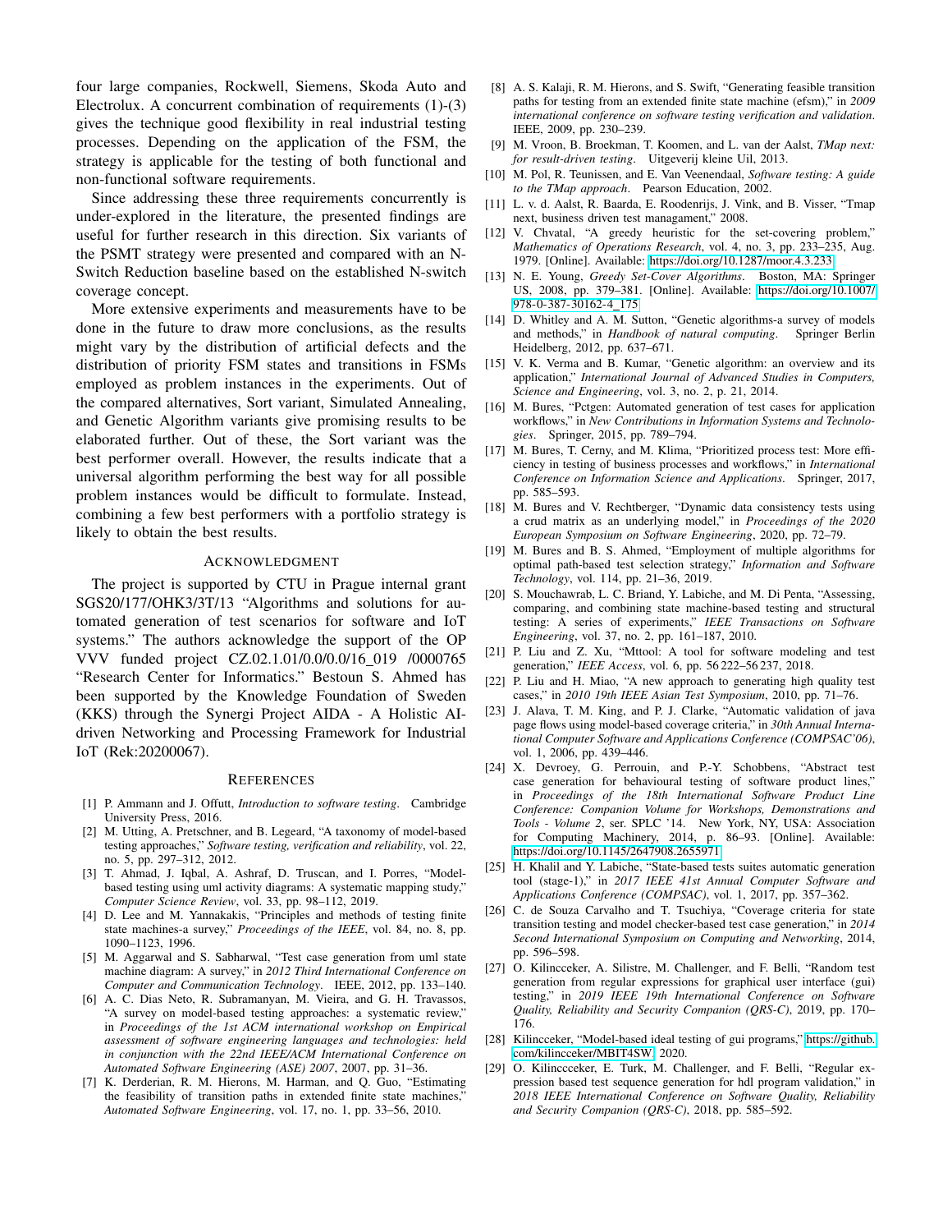four large companies, Rockwell, Siemens, Skoda Auto and Electrolux. A concurrent combination of requirements (1)-(3) gives the technique good flexibility in real industrial testing processes. Depending on the application of the FSM, the strategy is applicable for the testing of both functional and non-functional software requirements.

Since addressing these three requirements concurrently is under-explored in the literature, the presented findings are useful for further research in this direction. Six variants of the PSMT strategy were presented and compared with an N-Switch Reduction baseline based on the established N-switch coverage concept.

More extensive experiments and measurements have to be done in the future to draw more conclusions, as the results might vary by the distribution of artificial defects and the distribution of priority FSM states and transitions in FSMs employed as problem instances in the experiments. Out of the compared alternatives, Sort variant, Simulated Annealing, and Genetic Algorithm variants give promising results to be elaborated further. Out of these, the Sort variant was the best performer overall. However, the results indicate that a universal algorithm performing the best way for all possible problem instances would be difficult to formulate. Instead, combining a few best performers with a portfolio strategy is likely to obtain the best results.

## Acknowledgment

The project is supported by CTU in Prague internal grant SGS20/177/OHK3/3T/13 "Algorithms and solutions for automated generation of test scenarios for software and IoT systems." The authors acknowledge the support of the OP VVV funded project CZ.02.1.01/0.0/0.0/16_019 /0000765 "Research Center for Informatics." Bestoun S. Ahmed has been supported by the Knowledge Foundation of Sweden (KKS) through the Synergi Project AIDA - A Holistic AI-driven Networking and Processing Framework for Industrial IoT (Rek:20200067).

## References

[1] P. Ammann and J. Offutt, *Introduction to software testing*. Cambridge University Press, 2016.

[2] M. Utting, A. Pretschner, and B. Legeard, "A taxonomy of model-based testing approaches," *Software testing, verification and reliability*, vol. 22, no. 5, pp. 297–312, 2012.

[3] T. Ahmad, J. Iqbal, A. Ashraf, D. Truscan, and I. Porres, "Model-based testing using uml activity diagrams: A systematic mapping study," *Computer Science Review*, vol. 33, pp. 98–112, 2019.

[4] D. Lee and M. Yannakakis, "Principles and methods of testing finite state machines-a survey," *Proceedings of the IEEE*, vol. 84, no. 8, pp. 1090–1123, 1996.

[5] M. Aggarwal and S. Sabharwal, "Test case generation from uml state machine diagram: A survey," in *2012 Third International Conference on Computer and Communication Technology*. IEEE, 2012, pp. 133–140.

[6] A. C. Dias Neto, R. Subramanyan, M. Vieira, and G. H. Travassos, "A survey on model-based testing approaches: a systematic review," in *Proceedings of the 1st ACM international workshop on Empirical assessment of software engineering languages and technologies: held in conjunction with the 22nd IEEE/ACM International Conference on Automated Software Engineering (ASE) 2007*, 2007, pp. 31–36.

[7] K. Derderian, R. M. Hierons, M. Harman, and Q. Guo, "Estimating the feasibility of transition paths in extended finite state machines," *Automated Software Engineering*, vol. 17, no. 1, pp. 33–56, 2010.

[8] A. S. Kalaji, R. M. Hierons, and S. Swift, "Generating feasible transition paths for testing from an extended finite state machine (efsm)," in *2009 international conference on software testing verification and validation*. IEEE, 2009, pp. 230–239.

[9] M. Vroon, B. Broekman, T. Koomen, and L. van der Aalst, *TMap next: for result-driven testing*. Uitgeverij kleine Uil, 2013.

[10] M. Pol, R. Teunissen, and E. Van Veenendaal, *Software testing: A guide to the TMap approach*. Pearson Education, 2002.

[11] L. v. d. Aalst, R. Baarda, E. Roodenrijs, J. Vink, and B. Visser, "Tmap next, business driven test managament," 2008.

[12] V. Chvatal, "A greedy heuristic for the set-covering problem," *Mathematics of Operations Research*, vol. 4, no. 3, pp. 233–235, Aug. 1979. [Online]. Available: https://doi.org/10.1287/moor.4.3.233

[13] N. E. Young, *Greedy Set-Cover Algorithms*. Boston, MA: Springer US, 2008, pp. 379–381. [Online]. Available: https://doi.org/10.1007/978-0-387-30162-4_175

[14] D. Whitley and A. M. Sutton, "Genetic algorithms-a survey of models and methods," in *Handbook of natural computing*. Springer Berlin Heidelberg, 2012, pp. 637–671.

[15] V. K. Verma and B. Kumar, "Genetic algorithm: an overview and its application," *International Journal of Advanced Studies in Computers, Science and Engineering*, vol. 3, no. 2, p. 21, 2014.

[16] M. Bures, "Pctgen: Automated generation of test cases for application workflows," in *New Contributions in Information Systems and Technologies*. Springer, 2015, pp. 789–794.

[17] M. Bures, T. Cerny, and M. Klima, "Prioritized process test: More efficiency in testing of business processes and workflows," in *International Conference on Information Science and Applications*. Springer, 2017, pp. 585–593.

[18] M. Bures and V. Rechtberger, "Dynamic data consistency tests using a crud matrix as an underlying model," in *Proceedings of the 2020 European Symposium on Software Engineering*, 2020, pp. 72–79.

[19] M. Bures and B. S. Ahmed, "Employment of multiple algorithms for optimal path-based test selection strategy," *Information and Software Technology*, vol. 114, pp. 21–36, 2019.

[20] S. Mouchawrab, L. C. Briand, Y. Labiche, and M. Di Penta, "Assessing, comparing, and combining state machine-based testing and structural testing: A series of experiments," *IEEE Transactions on Software Engineering*, vol. 37, no. 2, pp. 161–187, 2010.

[21] P. Liu and Z. Xu, "Mttool: A tool for software modeling and test generation," *IEEE Access*, vol. 6, pp. 56 222–56 237, 2018.

[22] P. Liu and H. Miao, "A new approach to generating high quality test cases," in *2010 19th IEEE Asian Test Symposium*, 2010, pp. 71–76.

[23] J. Alava, T. M. King, and P. J. Clarke, "Automatic validation of java page flows using model-based coverage criteria," in *30th Annual International Computer Software and Applications Conference (COMPSAC'06)*, vol. 1, 2006, pp. 439–446.

[24] X. Devroey, G. Perrouin, and P.-Y. Schobbens, "Abstract test case generation for behavioural testing of software product lines," in *Proceedings of the 18th International Software Product Line Conference: Companion Volume for Workshops, Demonstrations and Tools - Volume 2*, ser. SPLC '14. New York, NY, USA: Association for Computing Machinery, 2014, p. 86–93. [Online]. Available: https://doi.org/10.1145/2647908.2655971

[25] H. Khalil and Y. Labiche, "State-based tests suites automatic generation tool (stage-1)," in *2017 IEEE 41st Annual Computer Software and Applications Conference (COMPSAC)*, vol. 1, 2017, pp. 357–362.

[26] C. de Souza Carvalho and T. Tsuchiya, "Coverage criteria for state transition testing and model checker-based test case generation," in *2014 Second International Symposium on Computing and Networking*, 2014, pp. 596–598.

[27] O. Kilincceker, A. Silistre, M. Challenger, and F. Belli, "Random test generation from regular expressions for graphical user interface (gui) testing," in *2019 IEEE 19th International Conference on Software Quality, Reliability and Security Companion (QRS-C)*, 2019, pp. 170–176.

[28] Kilincceker, "Model-based ideal testing of gui programs," https://github.com/kilincceker/MBIT4SW, 2020.

[29] O. Kilinccceker, E. Turk, M. Challenger, and F. Belli, "Regular expression based test sequence generation for hdl program validation," in *2018 IEEE International Conference on Software Quality, Reliability and Security Companion (QRS-C)*, 2018, pp. 585–592.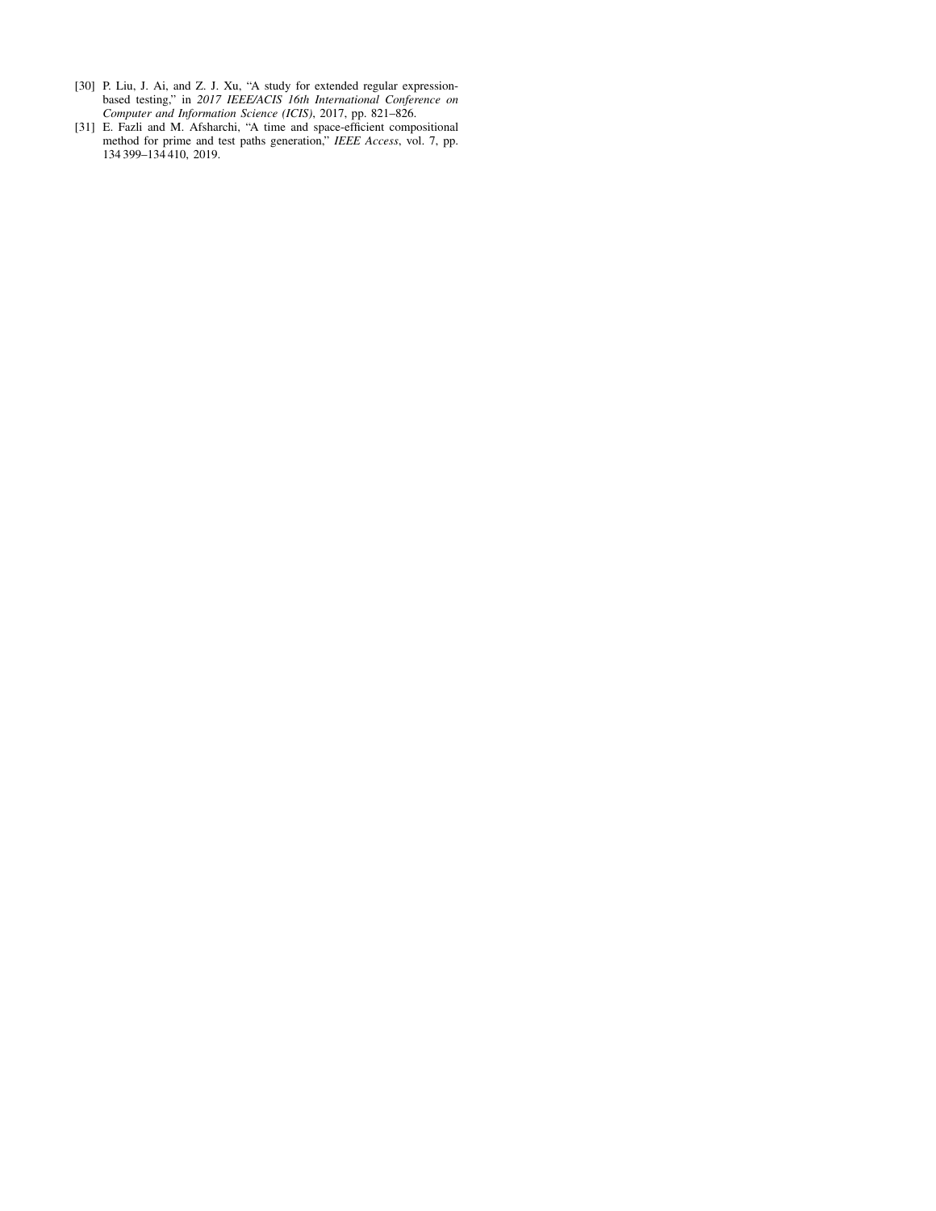[30] P. Liu, J. Ai, and Z. J. Xu, "A study for extended regular expression-based testing," in *2017 IEEE/ACIS 16th International Conference on Computer and Information Science (ICIS)*, 2017, pp. 821–826.

[31] E. Fazli and M. Afsharchi, "A time and space-efficient compositional method for prime and test paths generation," *IEEE Access*, vol. 7, pp. 134 399–134 410, 2019.